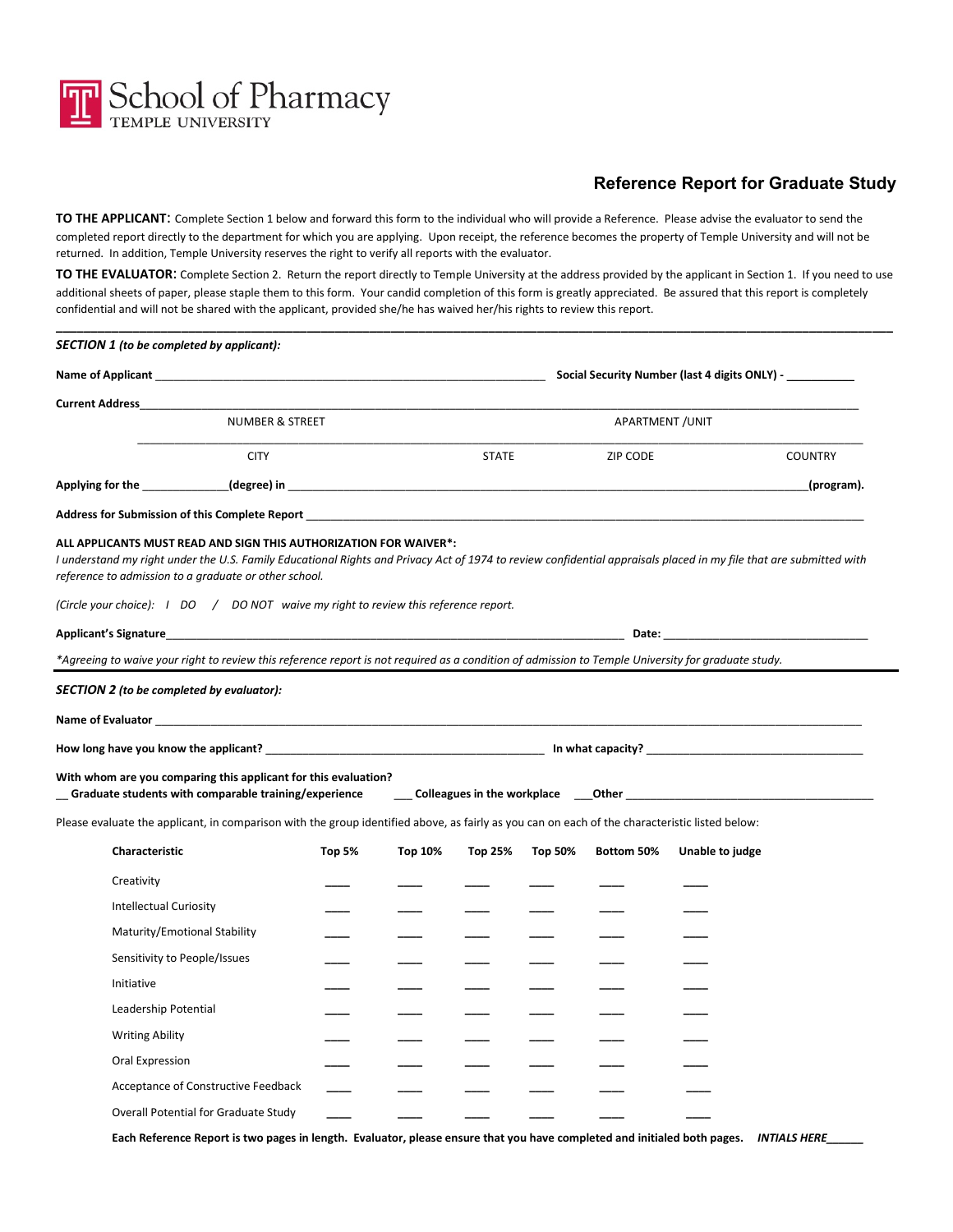School of Pharmacy
TEMPLE UNIVERSITY

# Reference Report for Graduate Study

**TO THE APPLICANT:** Complete Section 1 below and forward this form to the individual who will provide a Reference. Please advise the evaluator to send the completed report directly to the department for which you are applying. Upon receipt, the reference becomes the property of Temple University and will not be returned. In addition, Temple University reserves the right to verify all reports with the evaluator.

**TO THE EVALUATOR:** Complete Section 2. Return the report directly to Temple University at the address provided by the applicant in Section 1. If you need to use additional sheets of paper, please staple them to this form. Your candid completion of this form is greatly appreciated. Be assured that this report is completely confidential and will not be shared with the applicant, provided she/he has waived her/his rights to review this report.

---

***SECTION 1 (to be completed by applicant):***

**Name of Applicant** ______________________________ **Social Security Number (last 4 digits ONLY) -** __________

**Current Address**______________________________________________

NUMBER & STREET APARTMENT /UNIT

______________________________________________

CITY STATE ZIP CODE COUNTRY

**Applying for the** ____________**(degree) in** ______________________________**(program).**

**Address for Submission of this Complete Report** ______________________________

**ALL APPLICANTS MUST READ AND SIGN THIS AUTHORIZATION FOR WAIVER\*:**

*I understand my right under the U.S. Family Educational Rights and Privacy Act of 1974 to review confidential appraisals placed in my file that are submitted with reference to admission to a graduate or other school.*

*(Circle your choice): I DO / DO NOT waive my right to review this reference report.*

**Applicant's Signature**______________________________ **Date:** ____________________

*\*Agreeing to waive your right to review this reference report is not required as a condition of admission to Temple University for graduate study.*

---

***SECTION 2 (to be completed by evaluator):***

**Name of Evaluator** ______________________________________________

**How long have you know the applicant?** ____________________ **In what capacity?** ____________________

**With whom are you comparing this applicant for this evaluation?**
**__ Graduate students with comparable training/experience** **___ Colleagues in the workplace** **___Other** ____________________

Please evaluate the applicant, in comparison with the group identified above, as fairly as you can on each of the characteristic listed below:

| Characteristic | Top 5% | Top 10% | Top 25% | Top 50% | Bottom 50% | Unable to judge |
|---|---|---|---|---|---|---|
| Creativity | ____ | ____ | ____ | ____ | ____ | ____ |
| Intellectual Curiosity | ____ | ____ | ____ | ____ | ____ | ____ |
| Maturity/Emotional Stability | ____ | ____ | ____ | ____ | ____ | ____ |
| Sensitivity to People/Issues | ____ | ____ | ____ | ____ | ____ | ____ |
| Initiative | ____ | ____ | ____ | ____ | ____ | ____ |
| Leadership Potential | ____ | ____ | ____ | ____ | ____ | ____ |
| Writing Ability | ____ | ____ | ____ | ____ | ____ | ____ |
| Oral Expression | ____ | ____ | ____ | ____ | ____ | ____ |
| Acceptance of Constructive Feedback | ____ | ____ | ____ | ____ | ____ | ____ |
| Overall Potential for Graduate Study | ____ | ____ | ____ | ____ | ____ | ____ |

**Each Reference Report is two pages in length. Evaluator, please ensure that you have completed and initialed both pages.** ***INTIALS HERE*****______**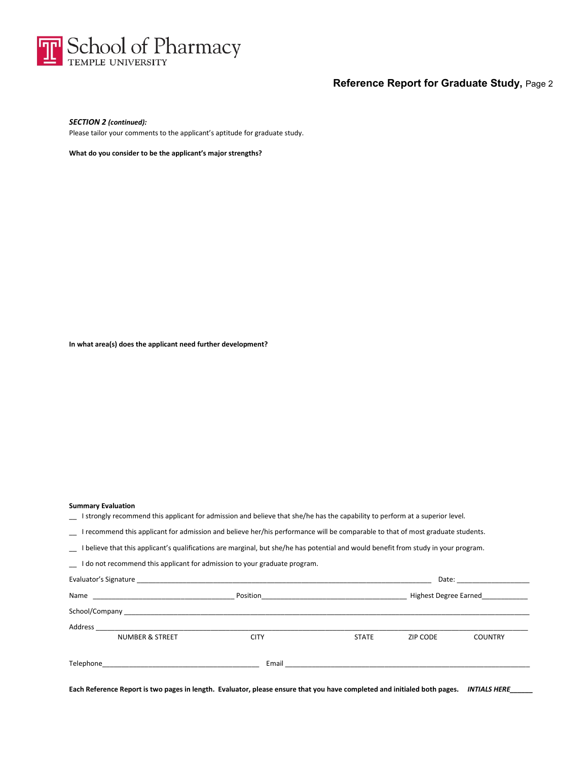School of Pharmacy
TEMPLE UNIVERSITY

**Reference Report for Graduate Study,** Page 2

***SECTION 2 (continued):***
Please tailor your comments to the applicant's aptitude for graduate study.

**What do you consider to be the applicant's major strengths?**

**In what area(s) does the applicant need further development?**

**Summary Evaluation**

__ I strongly recommend this applicant for admission and believe that she/he has the capability to perform at a superior level.

__ I recommend this applicant for admission and believe her/his performance will be comparable to that of most graduate students.

__ I believe that this applicant's qualifications are marginal, but she/he has potential and would benefit from study in your program.

__ I do not recommend this applicant for admission to your graduate program.

Evaluator's Signature ____________________________________________ Date: ______________

Name ______________________________ Position______________________________ Highest Degree Earned__________

School/Company ________________________________________________________________

Address ________________________________________________________________
NUMBER & STREET CITY STATE ZIP CODE COUNTRY

Telephone________________________________ Email ________________________________

**Each Reference Report is two pages in length. Evaluator, please ensure that you have completed and initialed both pages.** ***INTIALS HERE*_____**